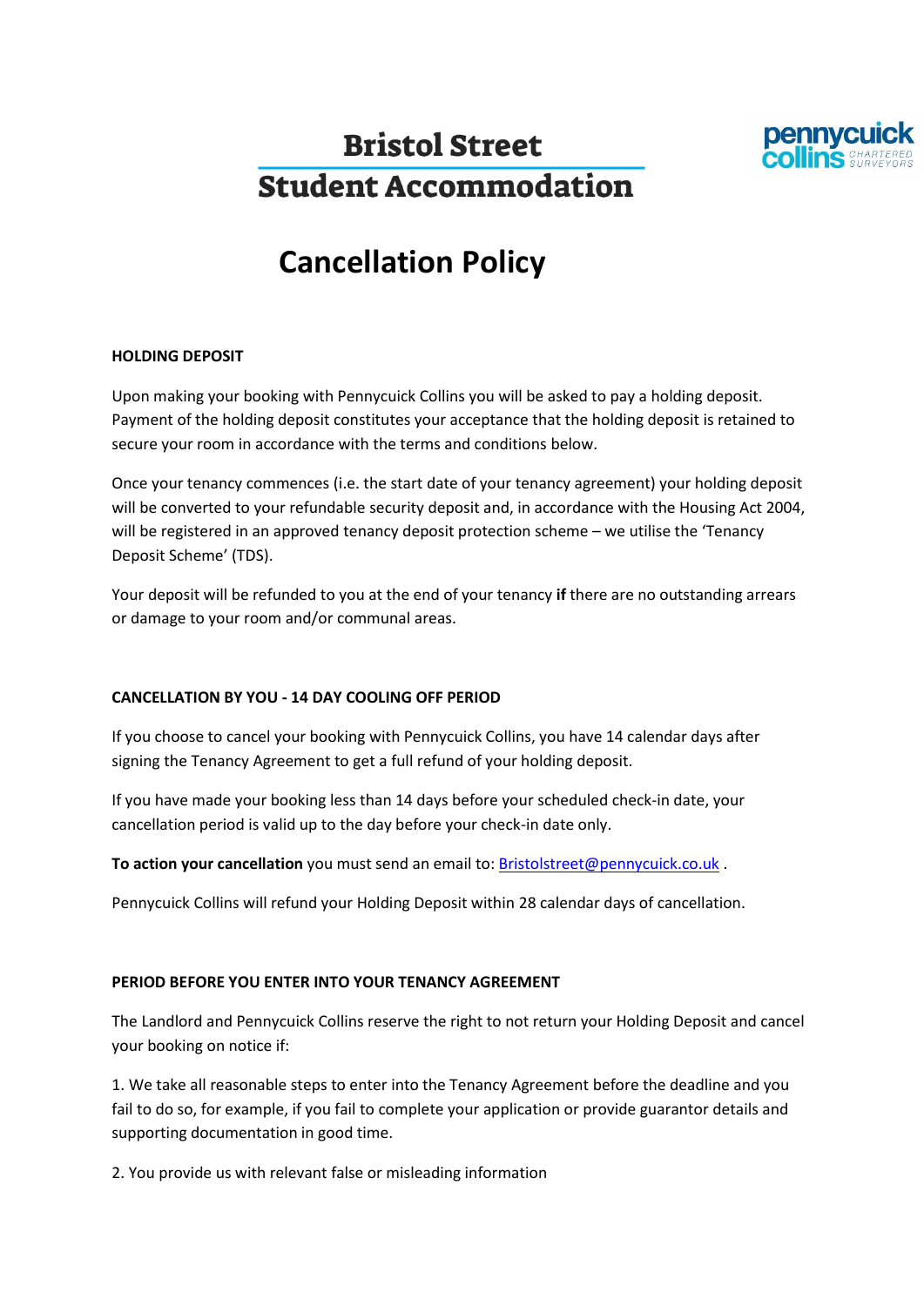# Bristol Street Student Accommodation

pennycuick collins CHARTERED SURVEYORS

## Cancellation Policy

**HOLDING DEPOSIT**

Upon making your booking with Pennycuick Collins you will be asked to pay a holding deposit. Payment of the holding deposit constitutes your acceptance that the holding deposit is retained to secure your room in accordance with the terms and conditions below.

Once your tenancy commences (i.e. the start date of your tenancy agreement) your holding deposit will be converted to your refundable security deposit and, in accordance with the Housing Act 2004, will be registered in an approved tenancy deposit protection scheme – we utilise the 'Tenancy Deposit Scheme' (TDS).

Your deposit will be refunded to you at the end of your tenancy **if** there are no outstanding arrears or damage to your room and/or communal areas.

**CANCELLATION BY YOU - 14 DAY COOLING OFF PERIOD**

If you choose to cancel your booking with Pennycuick Collins, you have 14 calendar days after signing the Tenancy Agreement to get a full refund of your holding deposit.

If you have made your booking less than 14 days before your scheduled check-in date, your cancellation period is valid up to the day before your check-in date only.

**To action your cancellation** you must send an email to: Bristolstreet@pennycuick.co.uk .

Pennycuick Collins will refund your Holding Deposit within 28 calendar days of cancellation.

**PERIOD BEFORE YOU ENTER INTO YOUR TENANCY AGREEMENT**

The Landlord and Pennycuick Collins reserve the right to not return your Holding Deposit and cancel your booking on notice if:

1. We take all reasonable steps to enter into the Tenancy Agreement before the deadline and you fail to do so, for example, if you fail to complete your application or provide guarantor details and supporting documentation in good time.

2. You provide us with relevant false or misleading information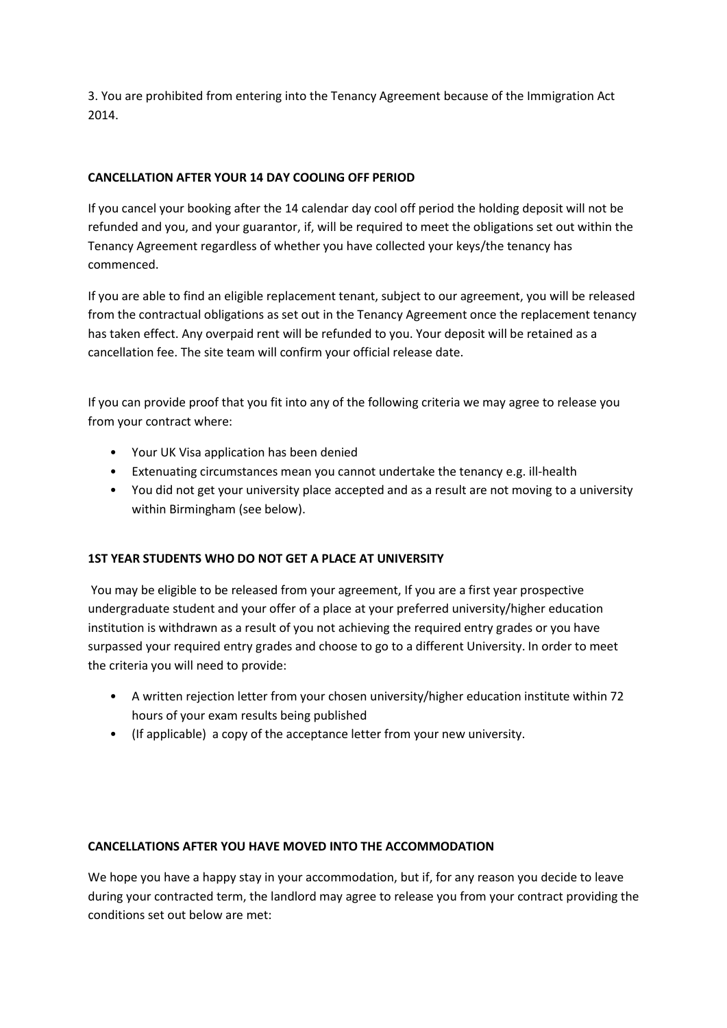3. You are prohibited from entering into the Tenancy Agreement because of the Immigration Act 2014.

**CANCELLATION AFTER YOUR 14 DAY COOLING OFF PERIOD**

If you cancel your booking after the 14 calendar day cool off period the holding deposit will not be refunded and you, and your guarantor, if, will be required to meet the obligations set out within the Tenancy Agreement regardless of whether you have collected your keys/the tenancy has commenced.

If you are able to find an eligible replacement tenant, subject to our agreement, you will be released from the contractual obligations as set out in the Tenancy Agreement once the replacement tenancy has taken effect. Any overpaid rent will be refunded to you. Your deposit will be retained as a cancellation fee. The site team will confirm your official release date.

If you can provide proof that you fit into any of the following criteria we may agree to release you from your contract where:

- Your UK Visa application has been denied
- Extenuating circumstances mean you cannot undertake the tenancy e.g. ill-health
- You did not get your university place accepted and as a result are not moving to a university within Birmingham (see below).

**1ST YEAR STUDENTS WHO DO NOT GET A PLACE AT UNIVERSITY**

You may be eligible to be released from your agreement, If you are a first year prospective undergraduate student and your offer of a place at your preferred university/higher education institution is withdrawn as a result of you not achieving the required entry grades or you have surpassed your required entry grades and choose to go to a different University. In order to meet the criteria you will need to provide:

- A written rejection letter from your chosen university/higher education institute within 72 hours of your exam results being published
- (If applicable) a copy of the acceptance letter from your new university.

**CANCELLATIONS AFTER YOU HAVE MOVED INTO THE ACCOMMODATION**

We hope you have a happy stay in your accommodation, but if, for any reason you decide to leave during your contracted term, the landlord may agree to release you from your contract providing the conditions set out below are met: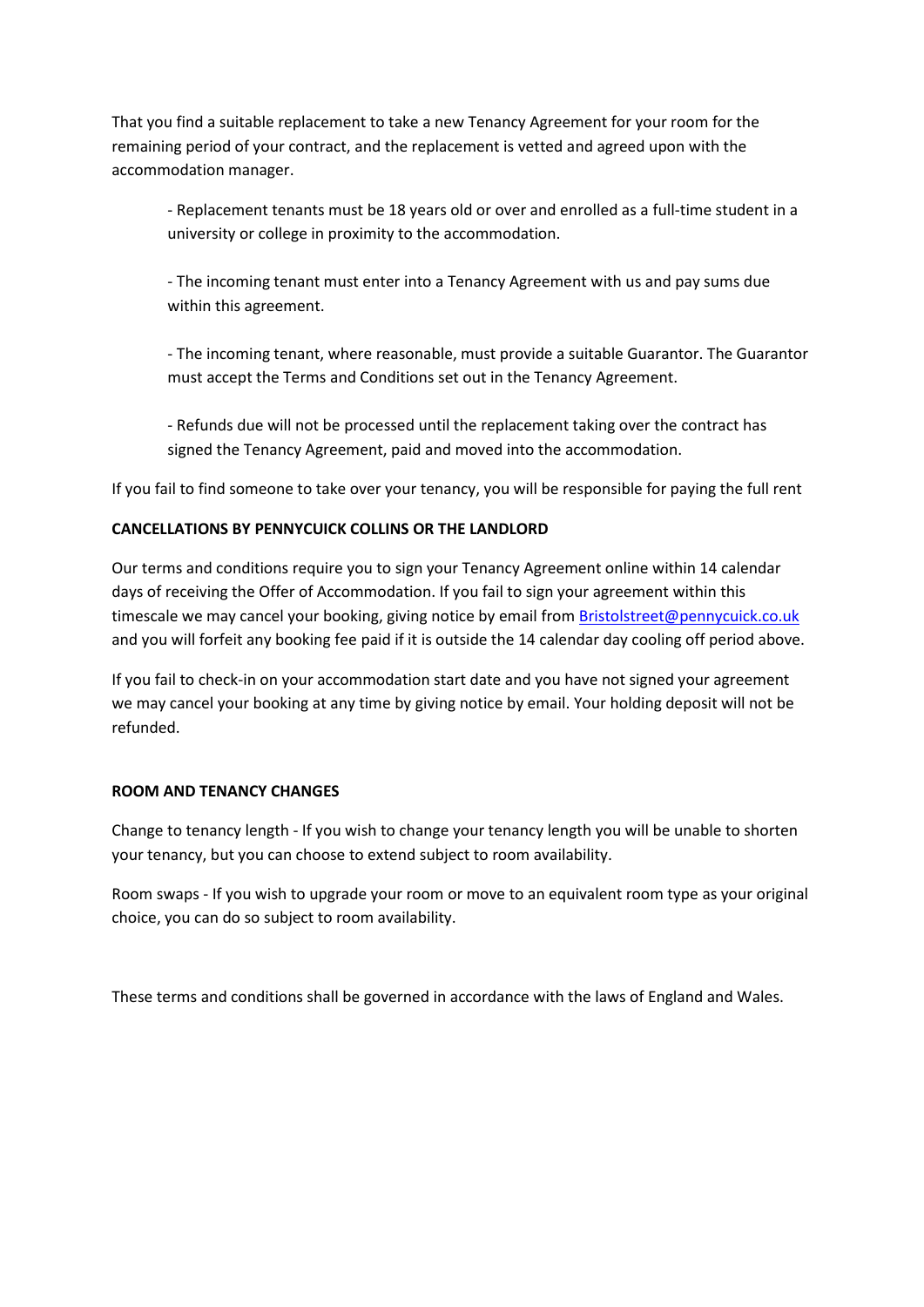That you find a suitable replacement to take a new Tenancy Agreement for your room for the remaining period of your contract, and the replacement is vetted and agreed upon with the accommodation manager.

- Replacement tenants must be 18 years old or over and enrolled as a full-time student in a university or college in proximity to the accommodation.

- The incoming tenant must enter into a Tenancy Agreement with us and pay sums due within this agreement.

- The incoming tenant, where reasonable, must provide a suitable Guarantor. The Guarantor must accept the Terms and Conditions set out in the Tenancy Agreement.

- Refunds due will not be processed until the replacement taking over the contract has signed the Tenancy Agreement, paid and moved into the accommodation.

If you fail to find someone to take over your tenancy, you will be responsible for paying the full rent

**CANCELLATIONS BY PENNYCUICK COLLINS OR THE LANDLORD**

Our terms and conditions require you to sign your Tenancy Agreement online within 14 calendar days of receiving the Offer of Accommodation. If you fail to sign your agreement within this timescale we may cancel your booking, giving notice by email from Bristolstreet@pennycuick.co.uk and you will forfeit any booking fee paid if it is outside the 14 calendar day cooling off period above.

If you fail to check-in on your accommodation start date and you have not signed your agreement we may cancel your booking at any time by giving notice by email. Your holding deposit will not be refunded.

**ROOM AND TENANCY CHANGES**

Change to tenancy length - If you wish to change your tenancy length you will be unable to shorten your tenancy, but you can choose to extend subject to room availability.

Room swaps - If you wish to upgrade your room or move to an equivalent room type as your original choice, you can do so subject to room availability.

These terms and conditions shall be governed in accordance with the laws of England and Wales.